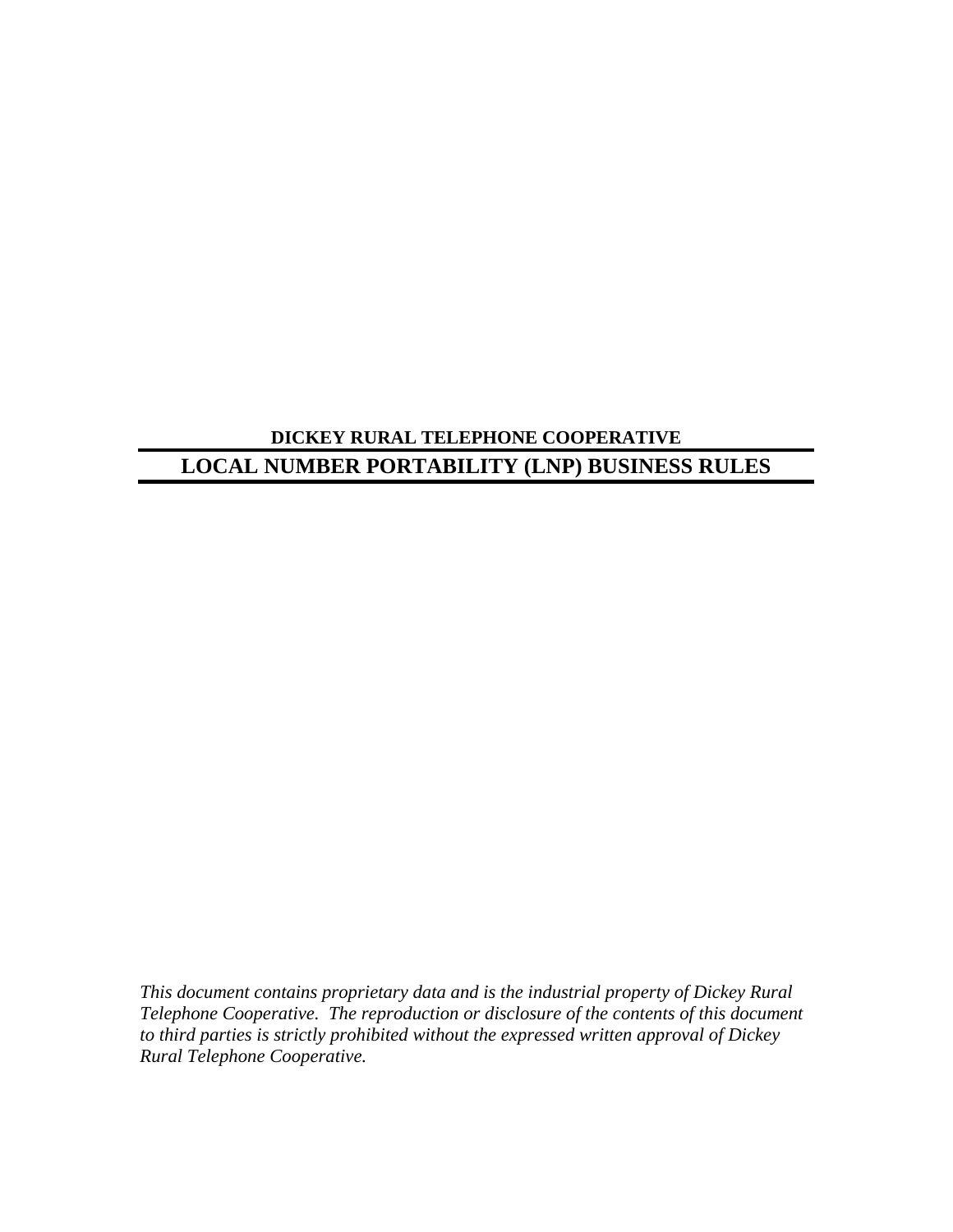**DICKEY RURAL TELEPHONE COOPERATIVE**

# LOCAL NUMBER PORTABILITY (LNP) BUSINESS RULES

*This document contains proprietary data and is the industrial property of Dickey Rural Telephone Cooperative. The reproduction or disclosure of the contents of this document to third parties is strictly prohibited without the expressed written approval of Dickey Rural Telephone Cooperative.*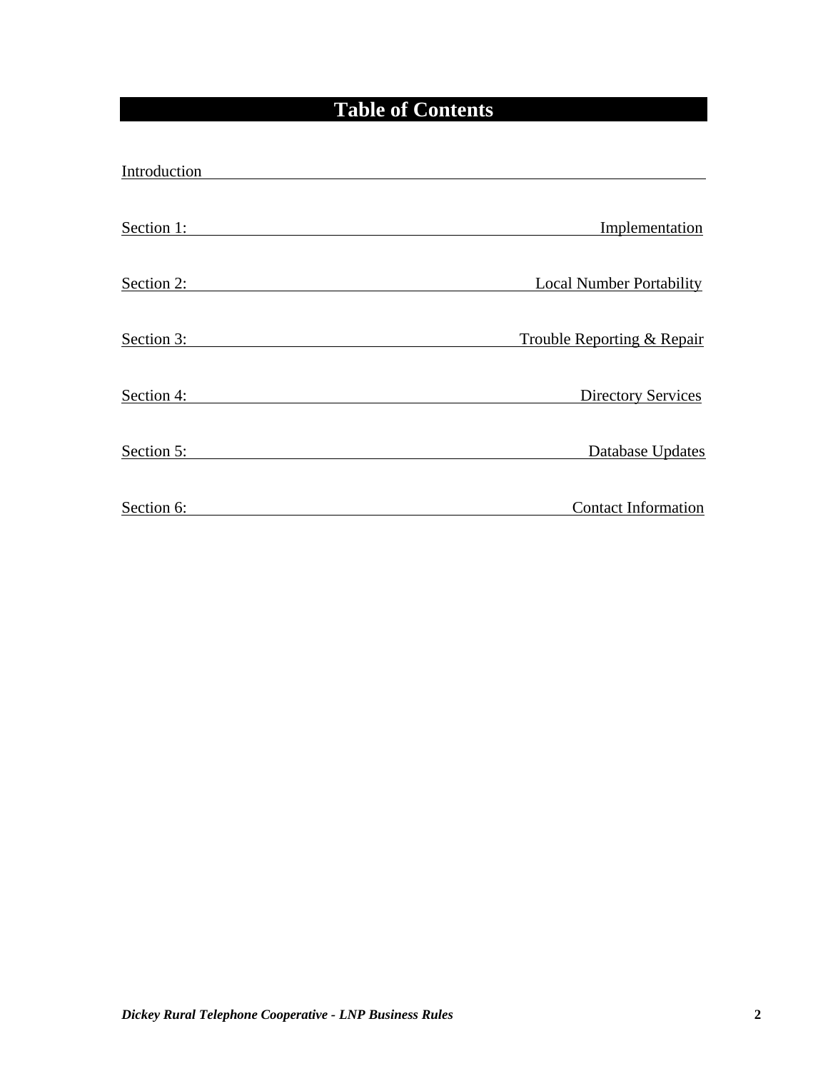# Table of Contents

Introduction

Section 1: Implementation

Section 2: Local Number Portability

Section 3: Trouble Reporting & Repair

Section 4: Directory Services

Section 5: Database Updates

Section 6: Contact Information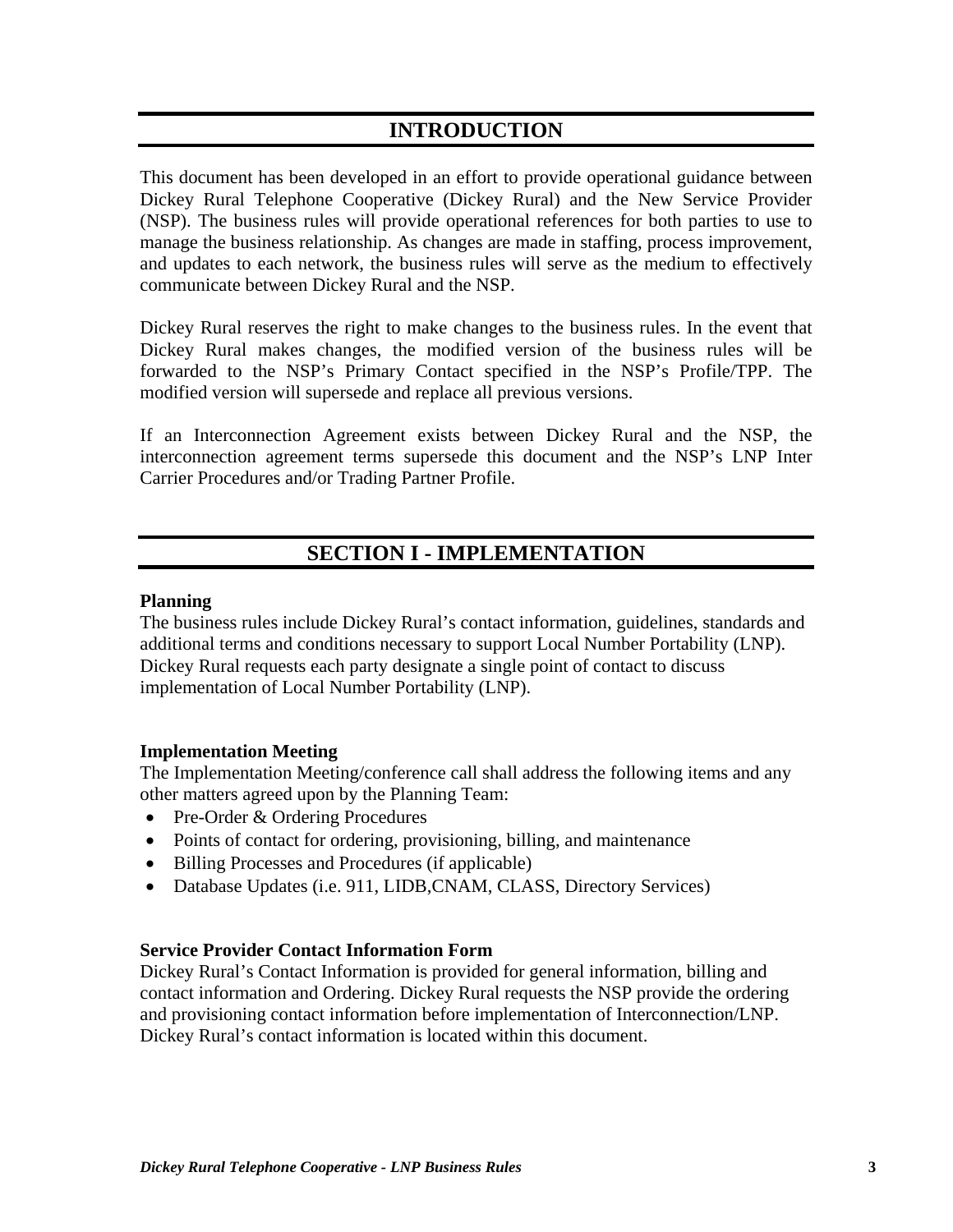# INTRODUCTION

This document has been developed in an effort to provide operational guidance between Dickey Rural Telephone Cooperative (Dickey Rural) and the New Service Provider (NSP). The business rules will provide operational references for both parties to use to manage the business relationship. As changes are made in staffing, process improvement, and updates to each network, the business rules will serve as the medium to effectively communicate between Dickey Rural and the NSP.

Dickey Rural reserves the right to make changes to the business rules. In the event that Dickey Rural makes changes, the modified version of the business rules will be forwarded to the NSP's Primary Contact specified in the NSP's Profile/TPP. The modified version will supersede and replace all previous versions.

If an Interconnection Agreement exists between Dickey Rural and the NSP, the interconnection agreement terms supersede this document and the NSP's LNP Inter Carrier Procedures and/or Trading Partner Profile.

# SECTION I - IMPLEMENTATION

**Planning**

The business rules include Dickey Rural's contact information, guidelines, standards and additional terms and conditions necessary to support Local Number Portability (LNP). Dickey Rural requests each party designate a single point of contact to discuss implementation of Local Number Portability (LNP).

**Implementation Meeting**

The Implementation Meeting/conference call shall address the following items and any other matters agreed upon by the Planning Team:

- Pre-Order & Ordering Procedures
- Points of contact for ordering, provisioning, billing, and maintenance
- Billing Processes and Procedures (if applicable)
- Database Updates (i.e. 911, LIDB,CNAM, CLASS, Directory Services)

**Service Provider Contact Information Form**

Dickey Rural's Contact Information is provided for general information, billing and contact information and Ordering. Dickey Rural requests the NSP provide the ordering and provisioning contact information before implementation of Interconnection/LNP. Dickey Rural's contact information is located within this document.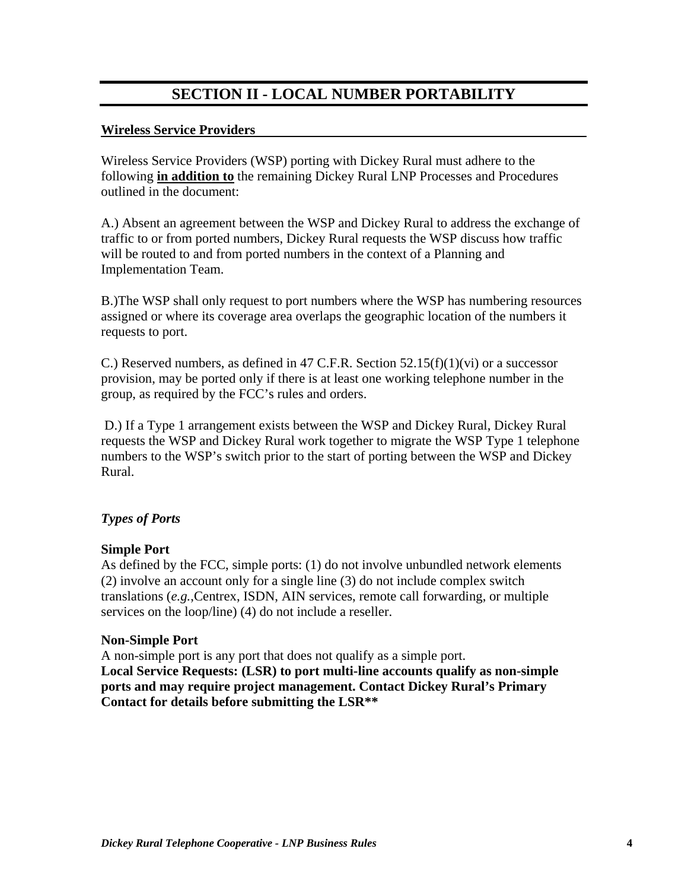# SECTION II - LOCAL NUMBER PORTABILITY

**Wireless Service Providers**

Wireless Service Providers (WSP) porting with Dickey Rural must adhere to the following **in addition to** the remaining Dickey Rural LNP Processes and Procedures outlined in the document:

A.) Absent an agreement between the WSP and Dickey Rural to address the exchange of traffic to or from ported numbers, Dickey Rural requests the WSP discuss how traffic will be routed to and from ported numbers in the context of a Planning and Implementation Team.

B.)The WSP shall only request to port numbers where the WSP has numbering resources assigned or where its coverage area overlaps the geographic location of the numbers it requests to port.

C.) Reserved numbers, as defined in 47 C.F.R. Section 52.15(f)(1)(vi) or a successor provision, may be ported only if there is at least one working telephone number in the group, as required by the FCC's rules and orders.

D.) If a Type 1 arrangement exists between the WSP and Dickey Rural, Dickey Rural requests the WSP and Dickey Rural work together to migrate the WSP Type 1 telephone numbers to the WSP's switch prior to the start of porting between the WSP and Dickey Rural.

***Types of Ports***

**Simple Port**
As defined by the FCC, simple ports: (1) do not involve unbundled network elements (2) involve an account only for a single line (3) do not include complex switch translations (*e.g.*,Centrex, ISDN, AIN services, remote call forwarding, or multiple services on the loop/line) (4) do not include a reseller.

**Non-Simple Port**
A non-simple port is any port that does not qualify as a simple port.
**Local Service Requests: (LSR) to port multi-line accounts qualify as non-simple ports and may require project management. Contact Dickey Rural's Primary Contact for details before submitting the LSR****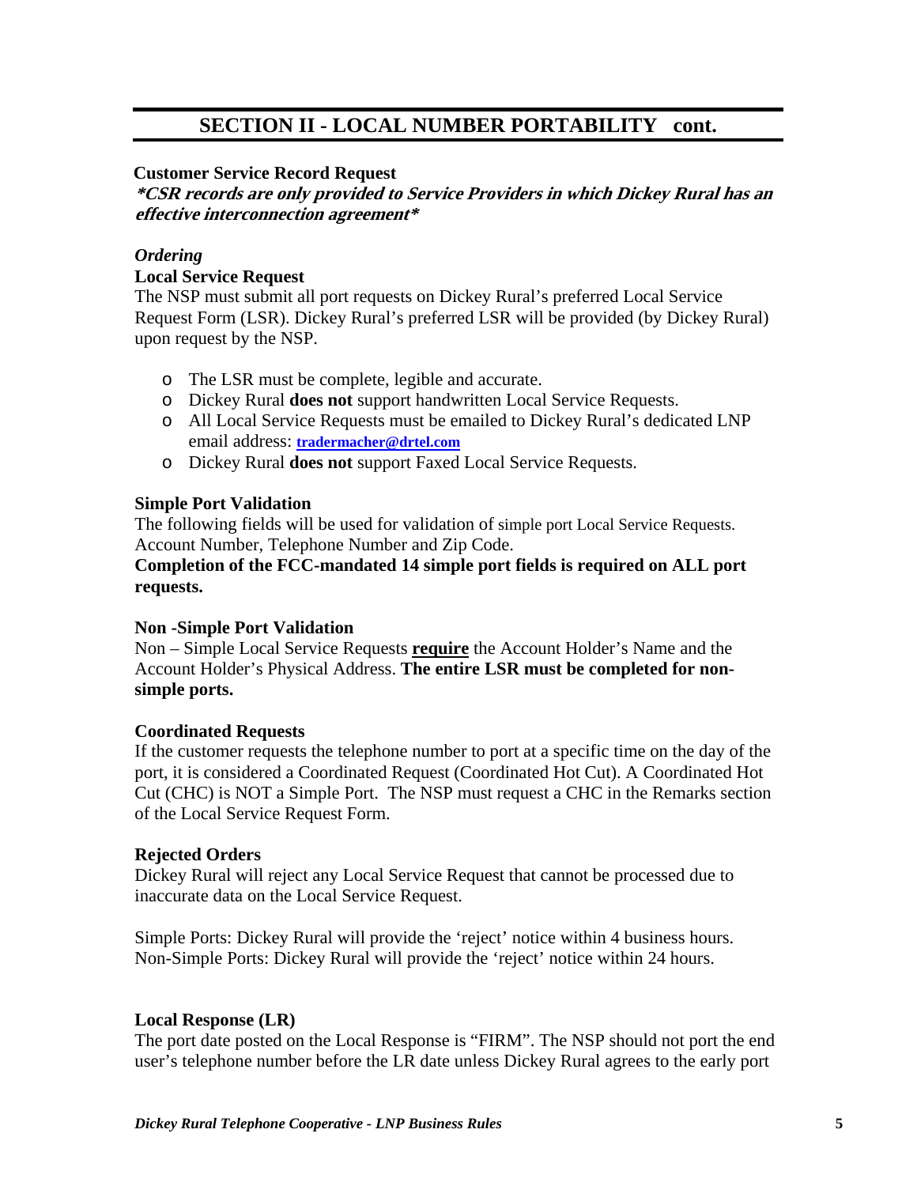## SECTION II - LOCAL NUMBER PORTABILITY cont.

**Customer Service Record Request**

***CSR records are only provided to Service Providers in which Dickey Rural has an effective interconnection agreement***

*Ordering*

**Local Service Request**

The NSP must submit all port requests on Dickey Rural's preferred Local Service Request Form (LSR). Dickey Rural's preferred LSR will be provided (by Dickey Rural) upon request by the NSP.

- The LSR must be complete, legible and accurate.
- Dickey Rural **does not** support handwritten Local Service Requests.
- All Local Service Requests must be emailed to Dickey Rural's dedicated LNP email address: **tradermacher@drtel.com**
- Dickey Rural **does not** support Faxed Local Service Requests.

**Simple Port Validation**

The following fields will be used for validation of simple port Local Service Requests. Account Number, Telephone Number and Zip Code.

**Completion of the FCC-mandated 14 simple port fields is required on ALL port requests.**

**Non -Simple Port Validation**

Non – Simple Local Service Requests **require** the Account Holder's Name and the Account Holder's Physical Address. **The entire LSR must be completed for non-simple ports.**

**Coordinated Requests**

If the customer requests the telephone number to port at a specific time on the day of the port, it is considered a Coordinated Request (Coordinated Hot Cut). A Coordinated Hot Cut (CHC) is NOT a Simple Port. The NSP must request a CHC in the Remarks section of the Local Service Request Form.

**Rejected Orders**

Dickey Rural will reject any Local Service Request that cannot be processed due to inaccurate data on the Local Service Request.

Simple Ports: Dickey Rural will provide the 'reject' notice within 4 business hours.
Non-Simple Ports: Dickey Rural will provide the 'reject' notice within 24 hours.

**Local Response (LR)**

The port date posted on the Local Response is "FIRM". The NSP should not port the end user's telephone number before the LR date unless Dickey Rural agrees to the early port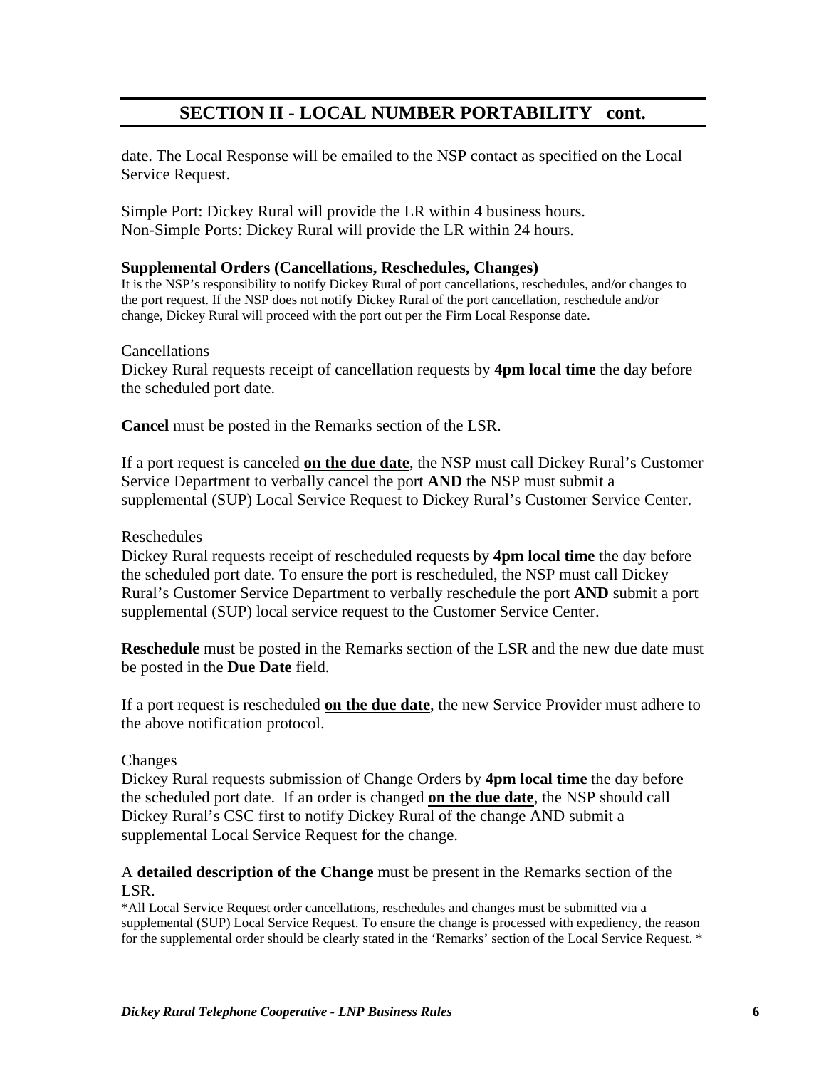## SECTION II - LOCAL NUMBER PORTABILITY cont.

date. The Local Response will be emailed to the NSP contact as specified on the Local Service Request.

Simple Port: Dickey Rural will provide the LR within 4 business hours.
Non-Simple Ports: Dickey Rural will provide the LR within 24 hours.

**Supplemental Orders (Cancellations, Reschedules, Changes)**
It is the NSP's responsibility to notify Dickey Rural of port cancellations, reschedules, and/or changes to the port request. If the NSP does not notify Dickey Rural of the port cancellation, reschedule and/or change, Dickey Rural will proceed with the port out per the Firm Local Response date.

Cancellations
Dickey Rural requests receipt of cancellation requests by **4pm local time** the day before the scheduled port date.

**Cancel** must be posted in the Remarks section of the LSR.

If a port request is canceled **<u>on the due date</u>**, the NSP must call Dickey Rural's Customer Service Department to verbally cancel the port **AND** the NSP must submit a supplemental (SUP) Local Service Request to Dickey Rural's Customer Service Center.

Reschedules
Dickey Rural requests receipt of rescheduled requests by **4pm local time** the day before the scheduled port date. To ensure the port is rescheduled, the NSP must call Dickey Rural's Customer Service Department to verbally reschedule the port **AND** submit a port supplemental (SUP) local service request to the Customer Service Center.

**Reschedule** must be posted in the Remarks section of the LSR and the new due date must be posted in the **Due Date** field.

If a port request is rescheduled **<u>on the due date</u>**, the new Service Provider must adhere to the above notification protocol.

Changes
Dickey Rural requests submission of Change Orders by **4pm local time** the day before the scheduled port date. If an order is changed **<u>on the due date</u>**, the NSP should call Dickey Rural's CSC first to notify Dickey Rural of the change AND submit a supplemental Local Service Request for the change.

A **detailed description of the Change** must be present in the Remarks section of the LSR.
*All Local Service Request order cancellations, reschedules and changes must be submitted via a supplemental (SUP) Local Service Request. To ensure the change is processed with expediency, the reason for the supplemental order should be clearly stated in the 'Remarks' section of the Local Service Request. *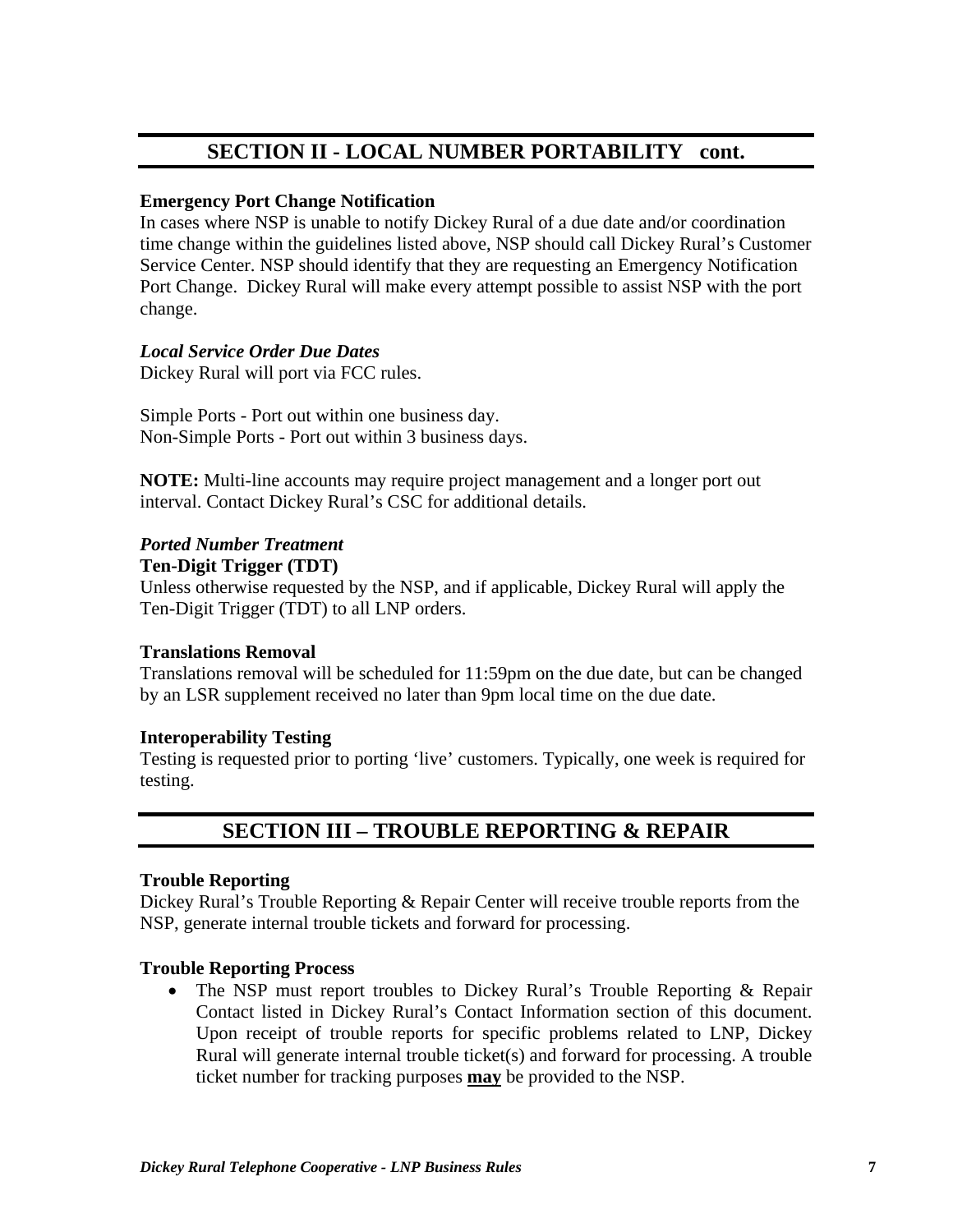## SECTION II - LOCAL NUMBER PORTABILITY   cont.

**Emergency Port Change Notification**

In cases where NSP is unable to notify Dickey Rural of a due date and/or coordination time change within the guidelines listed above, NSP should call Dickey Rural's Customer Service Center. NSP should identify that they are requesting an Emergency Notification Port Change.  Dickey Rural will make every attempt possible to assist NSP with the port change.

***Local Service Order Due Dates***

Dickey Rural will port via FCC rules.

Simple Ports - Port out within one business day.
Non-Simple Ports - Port out within 3 business days.

**NOTE:** Multi-line accounts may require project management and a longer port out interval. Contact Dickey Rural's CSC for additional details.

***Ported Number Treatment***

**Ten-Digit Trigger (TDT)**

Unless otherwise requested by the NSP, and if applicable, Dickey Rural will apply the Ten-Digit Trigger (TDT) to all LNP orders.

**Translations Removal**

Translations removal will be scheduled for 11:59pm on the due date, but can be changed by an LSR supplement received no later than 9pm local time on the due date.

**Interoperability Testing**

Testing is requested prior to porting 'live' customers. Typically, one week is required for testing.

## SECTION III – TROUBLE REPORTING & REPAIR

**Trouble Reporting**

Dickey Rural's Trouble Reporting & Repair Center will receive trouble reports from the NSP, generate internal trouble tickets and forward for processing.

**Trouble Reporting Process**

- The NSP must report troubles to Dickey Rural's Trouble Reporting & Repair Contact listed in Dickey Rural's Contact Information section of this document. Upon receipt of trouble reports for specific problems related to LNP, Dickey Rural will generate internal trouble ticket(s) and forward for processing. A trouble ticket number for tracking purposes **<u>may</u>** be provided to the NSP.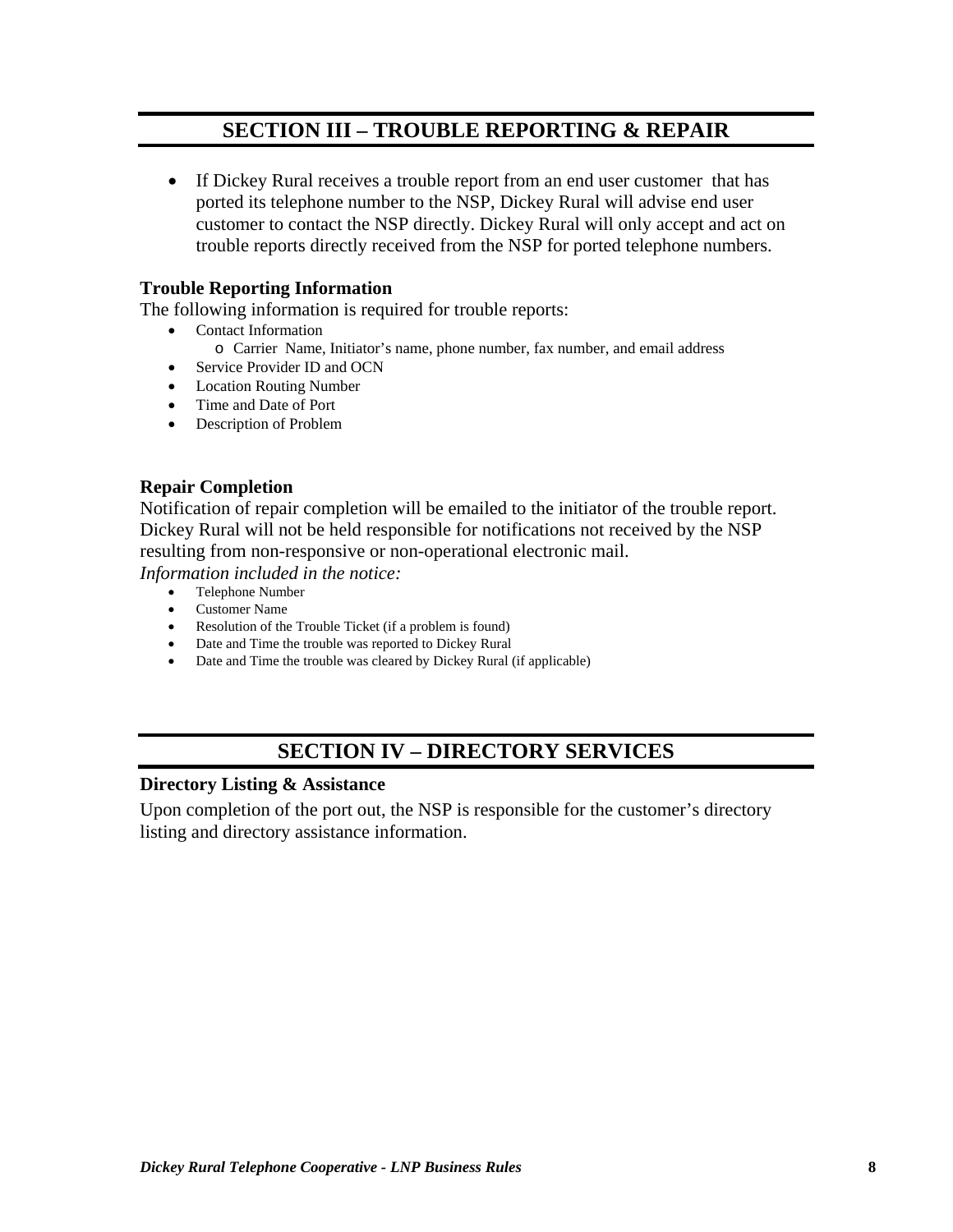## SECTION III – TROUBLE REPORTING & REPAIR

- If Dickey Rural receives a trouble report from an end user customer that has ported its telephone number to the NSP, Dickey Rural will advise end user customer to contact the NSP directly. Dickey Rural will only accept and act on trouble reports directly received from the NSP for ported telephone numbers.

**Trouble Reporting Information**

The following information is required for trouble reports:

- Contact Information
  - Carrier Name, Initiator's name, phone number, fax number, and email address
- Service Provider ID and OCN
- Location Routing Number
- Time and Date of Port
- Description of Problem

**Repair Completion**

Notification of repair completion will be emailed to the initiator of the trouble report. Dickey Rural will not be held responsible for notifications not received by the NSP resulting from non-responsive or non-operational electronic mail.

*Information included in the notice:*

- Telephone Number
- Customer Name
- Resolution of the Trouble Ticket (if a problem is found)
- Date and Time the trouble was reported to Dickey Rural
- Date and Time the trouble was cleared by Dickey Rural (if applicable)

## SECTION IV – DIRECTORY SERVICES

**Directory Listing & Assistance**

Upon completion of the port out, the NSP is responsible for the customer's directory listing and directory assistance information.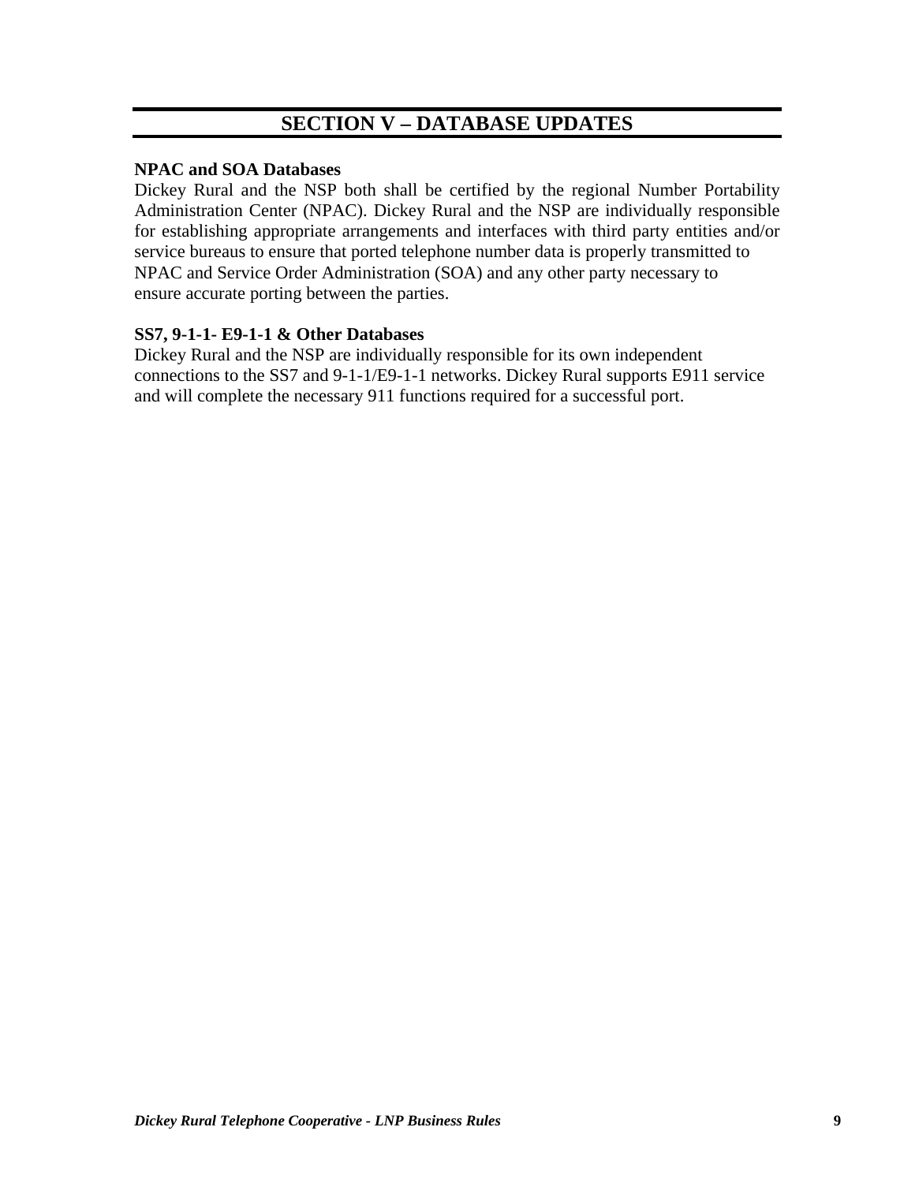# SECTION V – DATABASE UPDATES

**NPAC and SOA Databases**

Dickey Rural and the NSP both shall be certified by the regional Number Portability Administration Center (NPAC). Dickey Rural and the NSP are individually responsible for establishing appropriate arrangements and interfaces with third party entities and/or service bureaus to ensure that ported telephone number data is properly transmitted to NPAC and Service Order Administration (SOA) and any other party necessary to ensure accurate porting between the parties.

**SS7, 9-1-1- E9-1-1 & Other Databases**

Dickey Rural and the NSP are individually responsible for its own independent connections to the SS7 and 9-1-1/E9-1-1 networks. Dickey Rural supports E911 service and will complete the necessary 911 functions required for a successful port.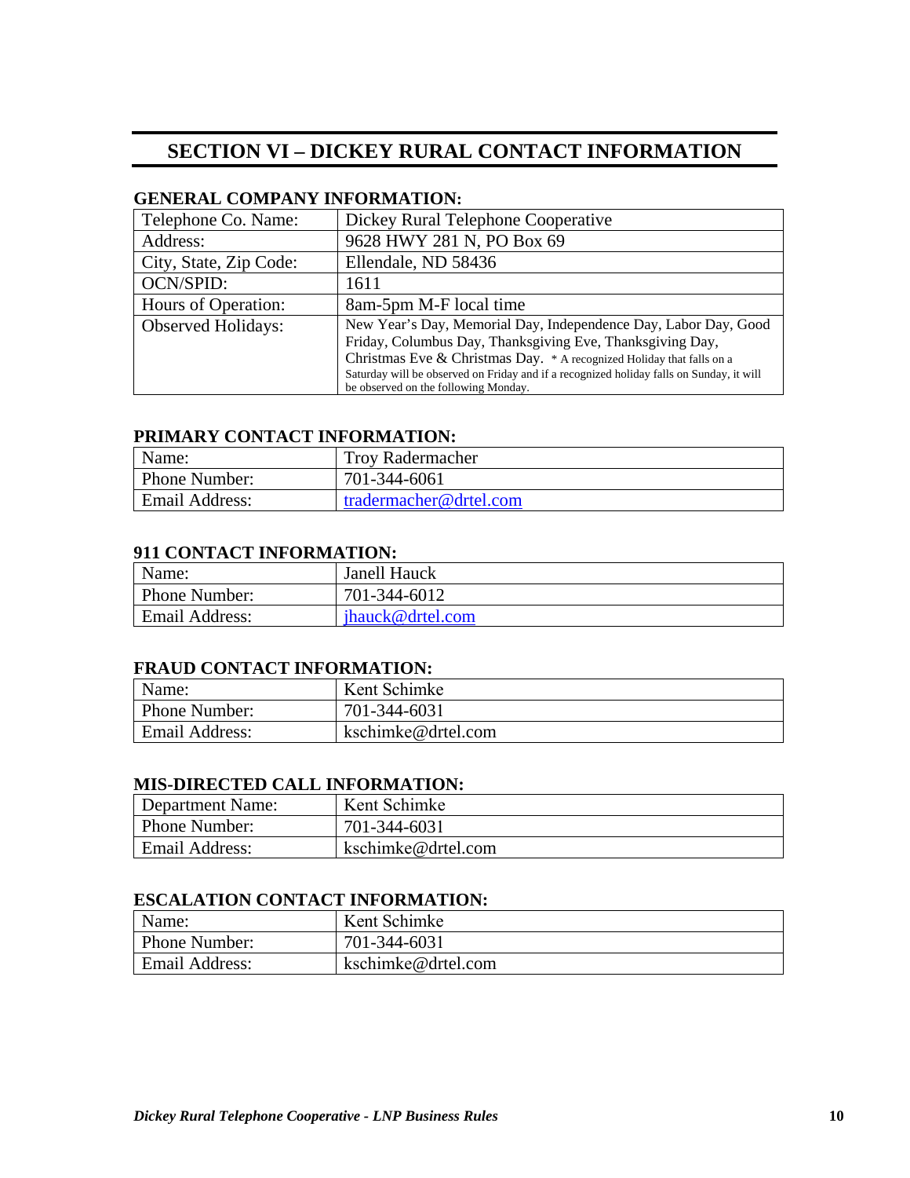## SECTION VI – DICKEY RURAL CONTACT INFORMATION

### GENERAL COMPANY INFORMATION:

| | |
|---|---|
| Telephone Co. Name: | Dickey Rural Telephone Cooperative |
| Address: | 9628 HWY 281 N, PO Box 69 |
| City, State, Zip Code: | Ellendale, ND 58436 |
| OCN/SPID: | 1611 |
| Hours of Operation: | 8am-5pm M-F local time |
| Observed Holidays: | New Year's Day, Memorial Day, Independence Day, Labor Day, Good Friday, Columbus Day, Thanksgiving Eve, Thanksgiving Day, Christmas Eve & Christmas Day. * A recognized Holiday that falls on a Saturday will be observed on Friday and if a recognized holiday falls on Sunday, it will be observed on the following Monday. |

### PRIMARY CONTACT INFORMATION:

| | |
|---|---|
| Name: | Troy Radermacher |
| Phone Number: | 701-344-6061 |
| Email Address: | tradermacher@drtel.com |

### 911 CONTACT INFORMATION:

| | |
|---|---|
| Name: | Janell Hauck |
| Phone Number: | 701-344-6012 |
| Email Address: | jhauck@drtel.com |

### FRAUD CONTACT INFORMATION:

| | |
|---|---|
| Name: | Kent Schimke |
| Phone Number: | 701-344-6031 |
| Email Address: | kschimke@drtel.com |

### MIS-DIRECTED CALL INFORMATION:

| | |
|---|---|
| Department Name: | Kent Schimke |
| Phone Number: | 701-344-6031 |
| Email Address: | kschimke@drtel.com |

### ESCALATION CONTACT INFORMATION:

| | |
|---|---|
| Name: | Kent Schimke |
| Phone Number: | 701-344-6031 |
| Email Address: | kschimke@drtel.com |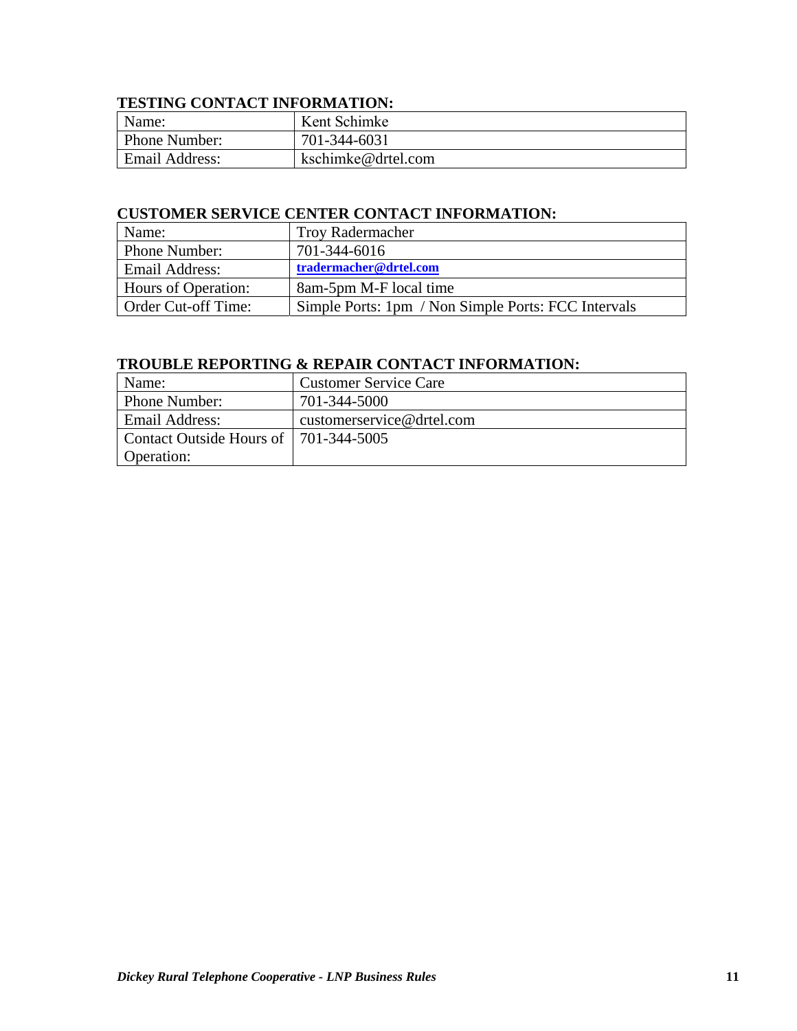**TESTING CONTACT INFORMATION:**

| | |
|---|---|
| Name: | Kent Schimke |
| Phone Number: | 701-344-6031 |
| Email Address: | kschimke@drtel.com |

**CUSTOMER SERVICE CENTER CONTACT INFORMATION:**

| | |
|---|---|
| Name: | Troy Radermacher |
| Phone Number: | 701-344-6016 |
| Email Address: | tradermacher@drtel.com |
| Hours of Operation: | 8am-5pm M-F local time |
| Order Cut-off Time: | Simple Ports: 1pm / Non Simple Ports: FCC Intervals |

**TROUBLE REPORTING & REPAIR CONTACT INFORMATION:**

| | |
|---|---|
| Name: | Customer Service Care |
| Phone Number: | 701-344-5000 |
| Email Address: | customerservice@drtel.com |
| Contact Outside Hours of Operation: | 701-344-5005 |